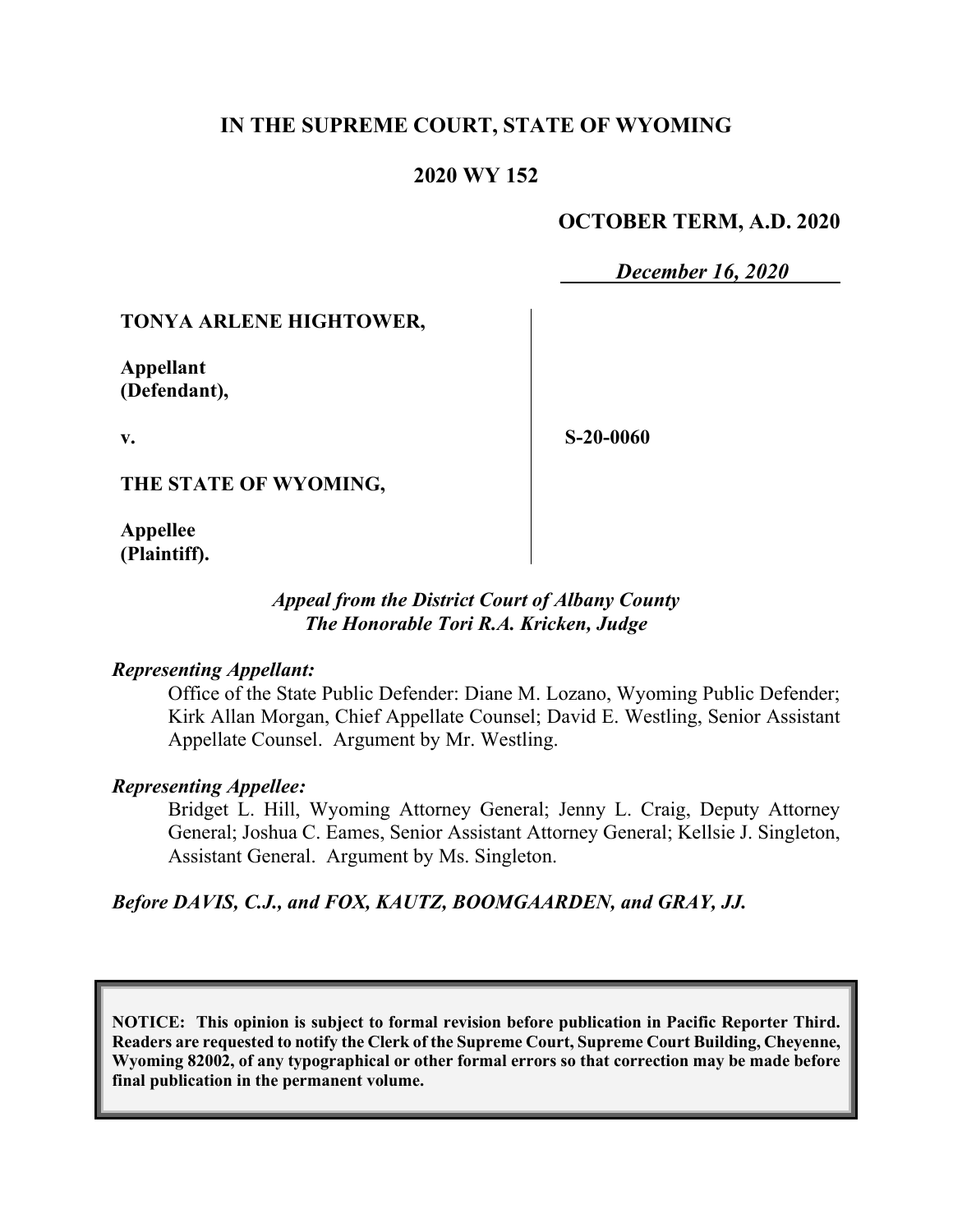# IN THE SUPREME COURT, STATE OF WYOMING

## 2020 WY 152

**OCTOBER TERM, A.D. 2020**

***December 16, 2020***

**TONYA ARLENE HIGHTOWER,**

**Appellant (Defendant),**

**v.**

**THE STATE OF WYOMING,**

**Appellee (Plaintiff).**

**S-20-0060**

***Appeal from the District Court of Albany County***
***The Honorable Tori R.A. Kricken, Judge***

***Representing Appellant:***

Office of the State Public Defender: Diane M. Lozano, Wyoming Public Defender; Kirk Allan Morgan, Chief Appellate Counsel; David E. Westling, Senior Assistant Appellate Counsel. Argument by Mr. Westling.

***Representing Appellee:***

Bridget L. Hill, Wyoming Attorney General; Jenny L. Craig, Deputy Attorney General; Joshua C. Eames, Senior Assistant Attorney General; Kellsie J. Singleton, Assistant General. Argument by Ms. Singleton.

***Before DAVIS, C.J., and FOX, KAUTZ, BOOMGAARDEN, and GRAY, JJ.***

**NOTICE: This opinion is subject to formal revision before publication in Pacific Reporter Third. Readers are requested to notify the Clerk of the Supreme Court, Supreme Court Building, Cheyenne, Wyoming 82002, of any typographical or other formal errors so that correction may be made before final publication in the permanent volume.**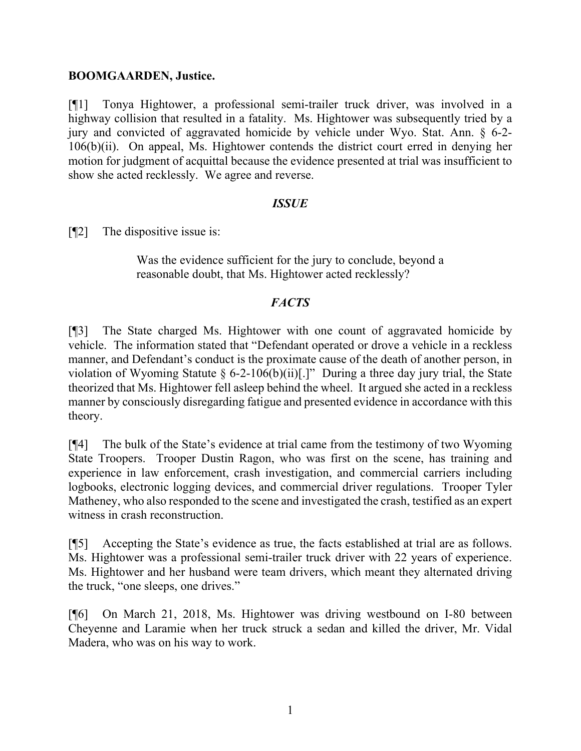**BOOMGAARDEN, Justice.**

[¶1] Tonya Hightower, a professional semi-trailer truck driver, was involved in a highway collision that resulted in a fatality. Ms. Hightower was subsequently tried by a jury and convicted of aggravated homicide by vehicle under Wyo. Stat. Ann. § 6-2-106(b)(ii). On appeal, Ms. Hightower contends the district court erred in denying her motion for judgment of acquittal because the evidence presented at trial was insufficient to show she acted recklessly. We agree and reverse.

### *ISSUE*

[¶2] The dispositive issue is:

> Was the evidence sufficient for the jury to conclude, beyond a reasonable doubt, that Ms. Hightower acted recklessly?

### *FACTS*

[¶3] The State charged Ms. Hightower with one count of aggravated homicide by vehicle. The information stated that "Defendant operated or drove a vehicle in a reckless manner, and Defendant's conduct is the proximate cause of the death of another person, in violation of Wyoming Statute § 6-2-106(b)(ii)[.]" During a three day jury trial, the State theorized that Ms. Hightower fell asleep behind the wheel. It argued she acted in a reckless manner by consciously disregarding fatigue and presented evidence in accordance with this theory.

[¶4] The bulk of the State's evidence at trial came from the testimony of two Wyoming State Troopers. Trooper Dustin Ragon, who was first on the scene, has training and experience in law enforcement, crash investigation, and commercial carriers including logbooks, electronic logging devices, and commercial driver regulations. Trooper Tyler Matheney, who also responded to the scene and investigated the crash, testified as an expert witness in crash reconstruction.

[¶5] Accepting the State's evidence as true, the facts established at trial are as follows. Ms. Hightower was a professional semi-trailer truck driver with 22 years of experience. Ms. Hightower and her husband were team drivers, which meant they alternated driving the truck, "one sleeps, one drives."

[¶6] On March 21, 2018, Ms. Hightower was driving westbound on I-80 between Cheyenne and Laramie when her truck struck a sedan and killed the driver, Mr. Vidal Madera, who was on his way to work.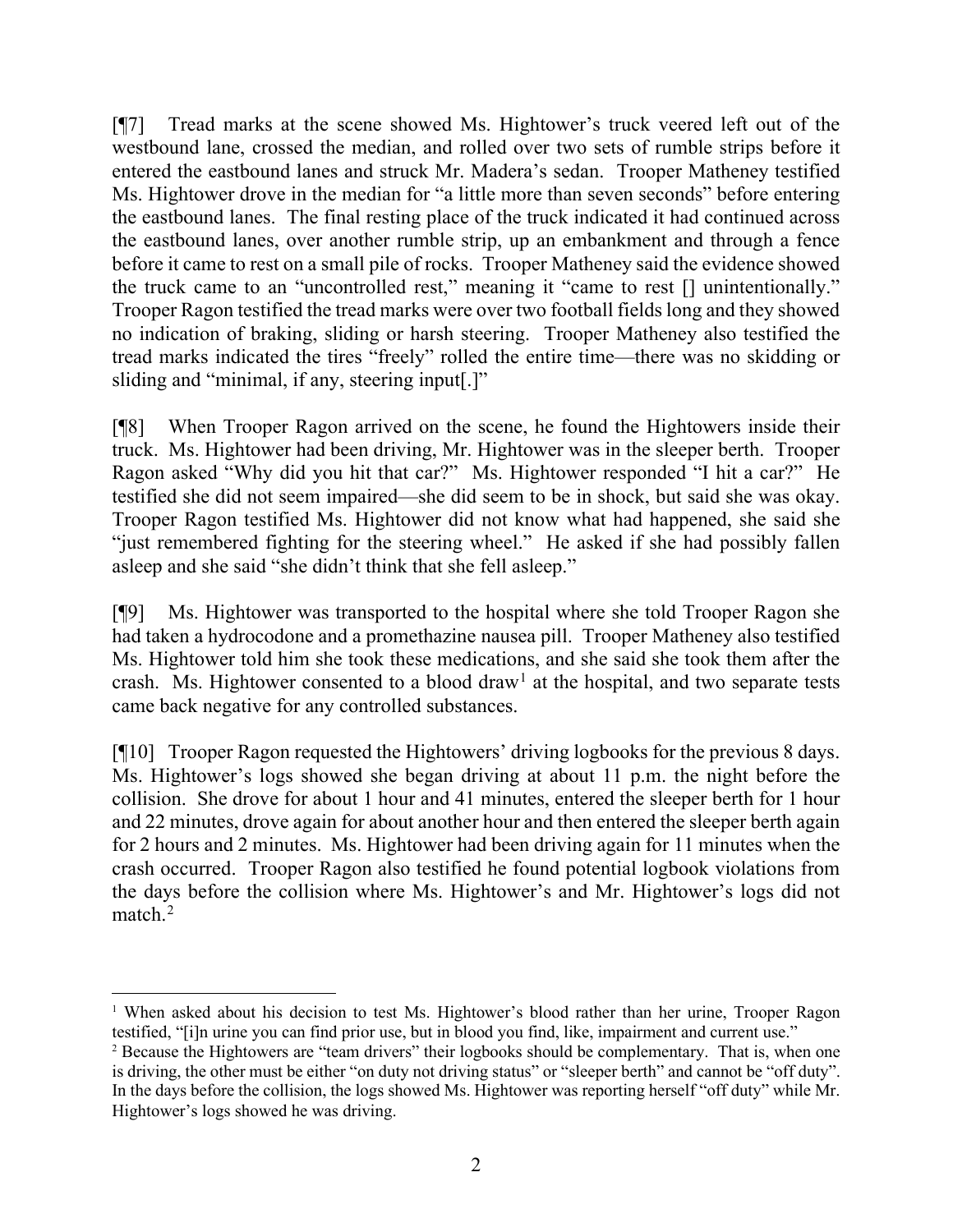[¶7] Tread marks at the scene showed Ms. Hightower's truck veered left out of the westbound lane, crossed the median, and rolled over two sets of rumble strips before it entered the eastbound lanes and struck Mr. Madera's sedan. Trooper Matheney testified Ms. Hightower drove in the median for "a little more than seven seconds" before entering the eastbound lanes. The final resting place of the truck indicated it had continued across the eastbound lanes, over another rumble strip, up an embankment and through a fence before it came to rest on a small pile of rocks. Trooper Matheney said the evidence showed the truck came to an "uncontrolled rest," meaning it "came to rest [] unintentionally." Trooper Ragon testified the tread marks were over two football fields long and they showed no indication of braking, sliding or harsh steering. Trooper Matheney also testified the tread marks indicated the tires "freely" rolled the entire time—there was no skidding or sliding and "minimal, if any, steering input[.]"

[¶8] When Trooper Ragon arrived on the scene, he found the Hightowers inside their truck. Ms. Hightower had been driving, Mr. Hightower was in the sleeper berth. Trooper Ragon asked "Why did you hit that car?" Ms. Hightower responded "I hit a car?" He testified she did not seem impaired—she did seem to be in shock, but said she was okay. Trooper Ragon testified Ms. Hightower did not know what had happened, she said she "just remembered fighting for the steering wheel." He asked if she had possibly fallen asleep and she said "she didn't think that she fell asleep."

[¶9] Ms. Hightower was transported to the hospital where she told Trooper Ragon she had taken a hydrocodone and a promethazine nausea pill. Trooper Matheney also testified Ms. Hightower told him she took these medications, and she said she took them after the crash. Ms. Hightower consented to a blood draw[1] at the hospital, and two separate tests came back negative for any controlled substances.

[¶10] Trooper Ragon requested the Hightowers' driving logbooks for the previous 8 days. Ms. Hightower's logs showed she began driving at about 11 p.m. the night before the collision. She drove for about 1 hour and 41 minutes, entered the sleeper berth for 1 hour and 22 minutes, drove again for about another hour and then entered the sleeper berth again for 2 hours and 2 minutes. Ms. Hightower had been driving again for 11 minutes when the crash occurred. Trooper Ragon also testified he found potential logbook violations from the days before the collision where Ms. Hightower's and Mr. Hightower's logs did not match.[2]

---

[1] When asked about his decision to test Ms. Hightower's blood rather than her urine, Trooper Ragon testified, "[i]n urine you can find prior use, but in blood you find, like, impairment and current use."

[2] Because the Hightowers are "team drivers" their logbooks should be complementary. That is, when one is driving, the other must be either "on duty not driving status" or "sleeper berth" and cannot be "off duty". In the days before the collision, the logs showed Ms. Hightower was reporting herself "off duty" while Mr. Hightower's logs showed he was driving.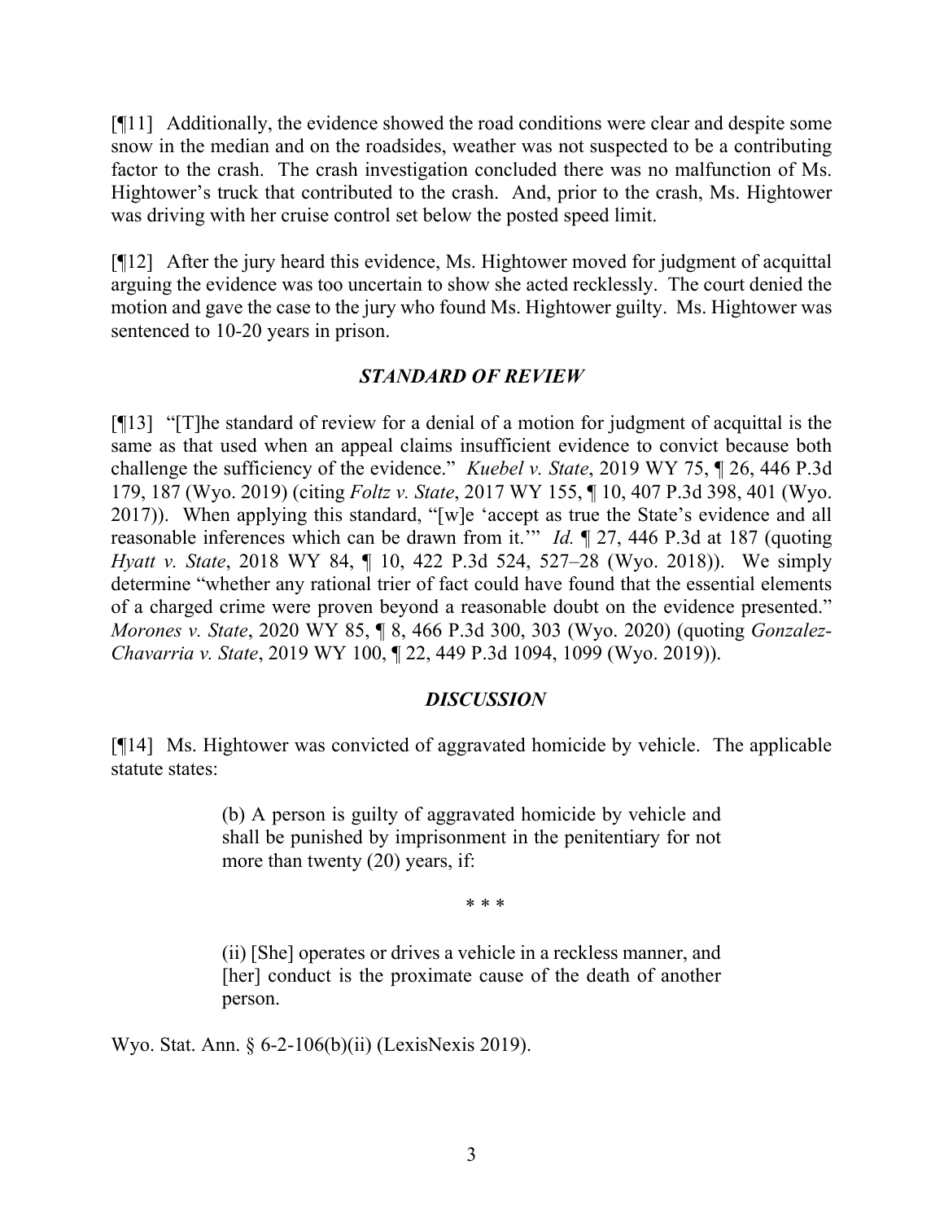[¶11] Additionally, the evidence showed the road conditions were clear and despite some snow in the median and on the roadsides, weather was not suspected to be a contributing factor to the crash. The crash investigation concluded there was no malfunction of Ms. Hightower's truck that contributed to the crash. And, prior to the crash, Ms. Hightower was driving with her cruise control set below the posted speed limit.

[¶12] After the jury heard this evidence, Ms. Hightower moved for judgment of acquittal arguing the evidence was too uncertain to show she acted recklessly. The court denied the motion and gave the case to the jury who found Ms. Hightower guilty. Ms. Hightower was sentenced to 10-20 years in prison.

### *STANDARD OF REVIEW*

[¶13] "[T]he standard of review for a denial of a motion for judgment of acquittal is the same as that used when an appeal claims insufficient evidence to convict because both challenge the sufficiency of the evidence." *Kuebel v. State*, 2019 WY 75, ¶ 26, 446 P.3d 179, 187 (Wyo. 2019) (citing *Foltz v. State*, 2017 WY 155, ¶ 10, 407 P.3d 398, 401 (Wyo. 2017)). When applying this standard, "[w]e 'accept as true the State's evidence and all reasonable inferences which can be drawn from it.'" *Id.* ¶ 27, 446 P.3d at 187 (quoting *Hyatt v. State*, 2018 WY 84, ¶ 10, 422 P.3d 524, 527–28 (Wyo. 2018)). We simply determine "whether any rational trier of fact could have found that the essential elements of a charged crime were proven beyond a reasonable doubt on the evidence presented." *Morones v. State*, 2020 WY 85, ¶ 8, 466 P.3d 300, 303 (Wyo. 2020) (quoting *Gonzalez-Chavarria v. State*, 2019 WY 100, ¶ 22, 449 P.3d 1094, 1099 (Wyo. 2019)).

### *DISCUSSION*

[¶14] Ms. Hightower was convicted of aggravated homicide by vehicle. The applicable statute states:

> (b) A person is guilty of aggravated homicide by vehicle and shall be punished by imprisonment in the penitentiary for not more than twenty (20) years, if:
>
> \* \* \*
>
> (ii) [She] operates or drives a vehicle in a reckless manner, and [her] conduct is the proximate cause of the death of another person.

Wyo. Stat. Ann. § 6-2-106(b)(ii) (LexisNexis 2019).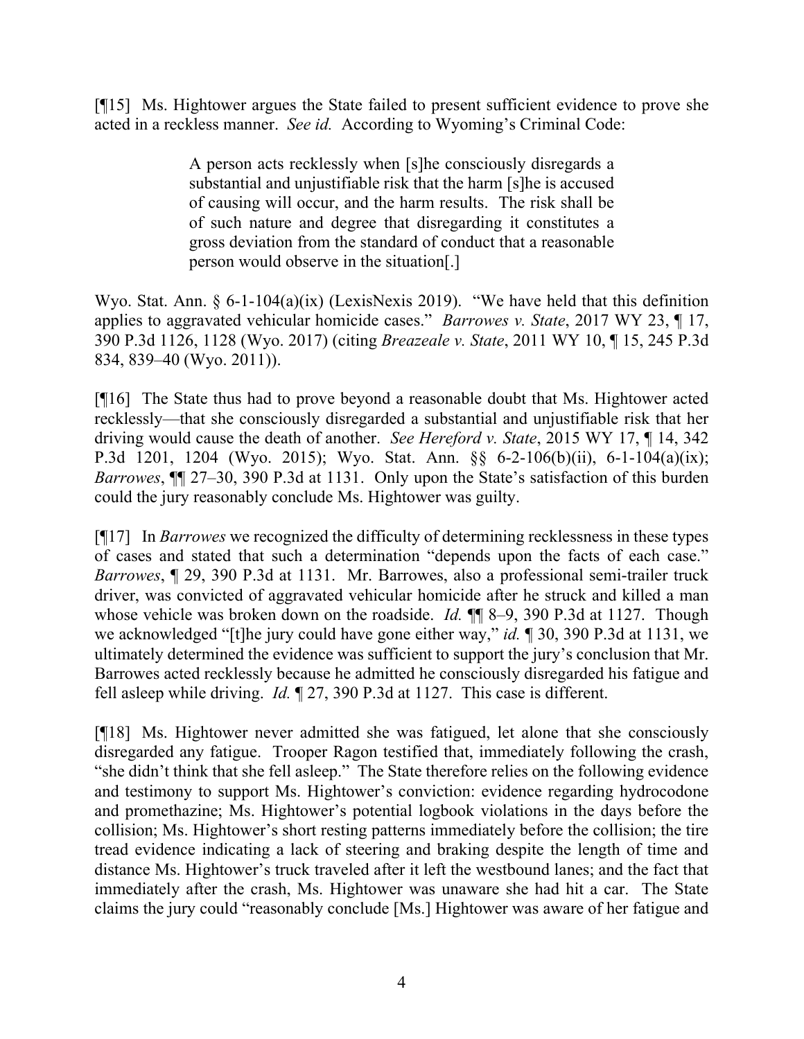[¶15] Ms. Hightower argues the State failed to present sufficient evidence to prove she acted in a reckless manner. *See id.* According to Wyoming's Criminal Code:

> A person acts recklessly when [s]he consciously disregards a substantial and unjustifiable risk that the harm [s]he is accused of causing will occur, and the harm results. The risk shall be of such nature and degree that disregarding it constitutes a gross deviation from the standard of conduct that a reasonable person would observe in the situation[.]

Wyo. Stat. Ann. § 6-1-104(a)(ix) (LexisNexis 2019). "We have held that this definition applies to aggravated vehicular homicide cases." *Barrowes v. State*, 2017 WY 23, ¶ 17, 390 P.3d 1126, 1128 (Wyo. 2017) (citing *Breazeale v. State*, 2011 WY 10, ¶ 15, 245 P.3d 834, 839–40 (Wyo. 2011)).

[¶16] The State thus had to prove beyond a reasonable doubt that Ms. Hightower acted recklessly—that she consciously disregarded a substantial and unjustifiable risk that her driving would cause the death of another. *See Hereford v. State*, 2015 WY 17, ¶ 14, 342 P.3d 1201, 1204 (Wyo. 2015); Wyo. Stat. Ann. §§ 6-2-106(b)(ii), 6-1-104(a)(ix); *Barrowes*, ¶¶ 27–30, 390 P.3d at 1131. Only upon the State's satisfaction of this burden could the jury reasonably conclude Ms. Hightower was guilty.

[¶17] In *Barrowes* we recognized the difficulty of determining recklessness in these types of cases and stated that such a determination "depends upon the facts of each case." *Barrowes*, ¶ 29, 390 P.3d at 1131. Mr. Barrowes, also a professional semi-trailer truck driver, was convicted of aggravated vehicular homicide after he struck and killed a man whose vehicle was broken down on the roadside. *Id.* ¶¶ 8–9, 390 P.3d at 1127. Though we acknowledged "[t]he jury could have gone either way," *id.* ¶ 30, 390 P.3d at 1131, we ultimately determined the evidence was sufficient to support the jury's conclusion that Mr. Barrowes acted recklessly because he admitted he consciously disregarded his fatigue and fell asleep while driving. *Id.* ¶ 27, 390 P.3d at 1127. This case is different.

[¶18] Ms. Hightower never admitted she was fatigued, let alone that she consciously disregarded any fatigue. Trooper Ragon testified that, immediately following the crash, "she didn't think that she fell asleep." The State therefore relies on the following evidence and testimony to support Ms. Hightower's conviction: evidence regarding hydrocodone and promethazine; Ms. Hightower's potential logbook violations in the days before the collision; Ms. Hightower's short resting patterns immediately before the collision; the tire tread evidence indicating a lack of steering and braking despite the length of time and distance Ms. Hightower's truck traveled after it left the westbound lanes; and the fact that immediately after the crash, Ms. Hightower was unaware she had hit a car. The State claims the jury could "reasonably conclude [Ms.] Hightower was aware of her fatigue and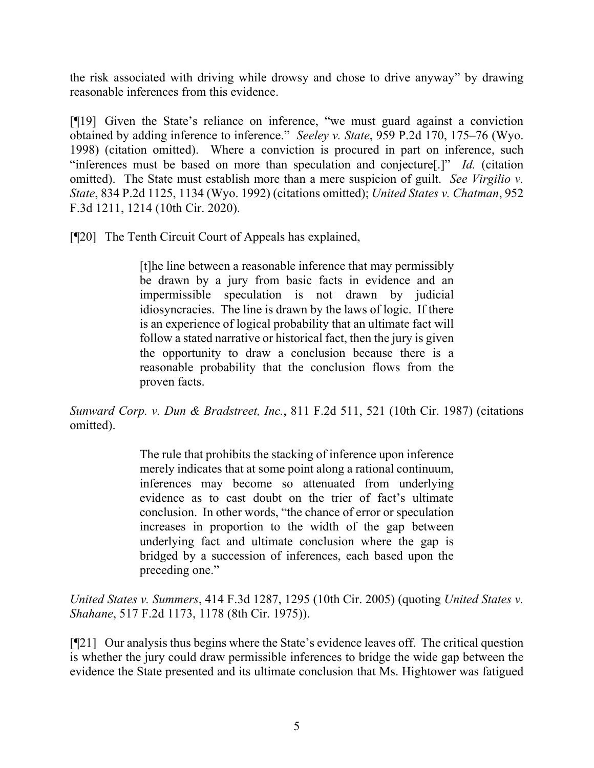the risk associated with driving while drowsy and chose to drive anyway" by drawing reasonable inferences from this evidence.

[¶19] Given the State's reliance on inference, "we must guard against a conviction obtained by adding inference to inference." *Seeley v. State*, 959 P.2d 170, 175–76 (Wyo. 1998) (citation omitted). Where a conviction is procured in part on inference, such "inferences must be based on more than speculation and conjecture[.]" *Id.* (citation omitted). The State must establish more than a mere suspicion of guilt. *See Virgilio v. State*, 834 P.2d 1125, 1134 (Wyo. 1992) (citations omitted); *United States v. Chatman*, 952 F.3d 1211, 1214 (10th Cir. 2020).

[¶20] The Tenth Circuit Court of Appeals has explained,

> [t]he line between a reasonable inference that may permissibly be drawn by a jury from basic facts in evidence and an impermissible speculation is not drawn by judicial idiosyncracies. The line is drawn by the laws of logic. If there is an experience of logical probability that an ultimate fact will follow a stated narrative or historical fact, then the jury is given the opportunity to draw a conclusion because there is a reasonable probability that the conclusion flows from the proven facts.

*Sunward Corp. v. Dun & Bradstreet, Inc.*, 811 F.2d 511, 521 (10th Cir. 1987) (citations omitted).

> The rule that prohibits the stacking of inference upon inference merely indicates that at some point along a rational continuum, inferences may become so attenuated from underlying evidence as to cast doubt on the trier of fact's ultimate conclusion. In other words, "the chance of error or speculation increases in proportion to the width of the gap between underlying fact and ultimate conclusion where the gap is bridged by a succession of inferences, each based upon the preceding one."

*United States v. Summers*, 414 F.3d 1287, 1295 (10th Cir. 2005) (quoting *United States v. Shahane*, 517 F.2d 1173, 1178 (8th Cir. 1975)).

[¶21] Our analysis thus begins where the State's evidence leaves off. The critical question is whether the jury could draw permissible inferences to bridge the wide gap between the evidence the State presented and its ultimate conclusion that Ms. Hightower was fatigued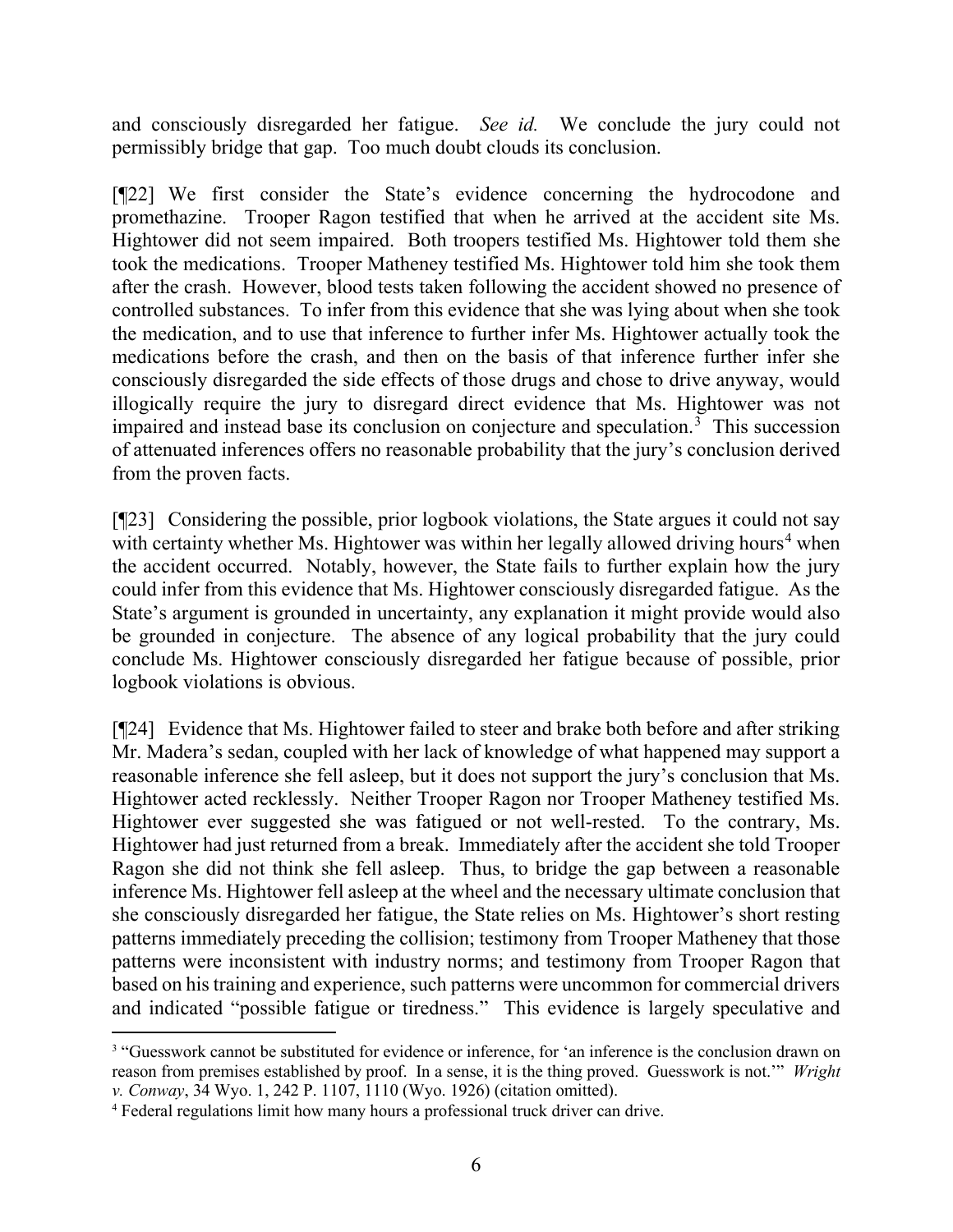and consciously disregarded her fatigue. *See id.* We conclude the jury could not permissibly bridge that gap. Too much doubt clouds its conclusion.

[¶22] We first consider the State's evidence concerning the hydrocodone and promethazine. Trooper Ragon testified that when he arrived at the accident site Ms. Hightower did not seem impaired. Both troopers testified Ms. Hightower told them she took the medications. Trooper Matheney testified Ms. Hightower told him she took them after the crash. However, blood tests taken following the accident showed no presence of controlled substances. To infer from this evidence that she was lying about when she took the medication, and to use that inference to further infer Ms. Hightower actually took the medications before the crash, and then on the basis of that inference further infer she consciously disregarded the side effects of those drugs and chose to drive anyway, would illogically require the jury to disregard direct evidence that Ms. Hightower was not impaired and instead base its conclusion on conjecture and speculation.[3] This succession of attenuated inferences offers no reasonable probability that the jury's conclusion derived from the proven facts.

[¶23] Considering the possible, prior logbook violations, the State argues it could not say with certainty whether Ms. Hightower was within her legally allowed driving hours[4] when the accident occurred. Notably, however, the State fails to further explain how the jury could infer from this evidence that Ms. Hightower consciously disregarded fatigue. As the State's argument is grounded in uncertainty, any explanation it might provide would also be grounded in conjecture. The absence of any logical probability that the jury could conclude Ms. Hightower consciously disregarded her fatigue because of possible, prior logbook violations is obvious.

[¶24] Evidence that Ms. Hightower failed to steer and brake both before and after striking Mr. Madera's sedan, coupled with her lack of knowledge of what happened may support a reasonable inference she fell asleep, but it does not support the jury's conclusion that Ms. Hightower acted recklessly. Neither Trooper Ragon nor Trooper Matheney testified Ms. Hightower ever suggested she was fatigued or not well-rested. To the contrary, Ms. Hightower had just returned from a break. Immediately after the accident she told Trooper Ragon she did not think she fell asleep. Thus, to bridge the gap between a reasonable inference Ms. Hightower fell asleep at the wheel and the necessary ultimate conclusion that she consciously disregarded her fatigue, the State relies on Ms. Hightower's short resting patterns immediately preceding the collision; testimony from Trooper Matheney that those patterns were inconsistent with industry norms; and testimony from Trooper Ragon that based on his training and experience, such patterns were uncommon for commercial drivers and indicated "possible fatigue or tiredness." This evidence is largely speculative and

[3] "Guesswork cannot be substituted for evidence or inference, for 'an inference is the conclusion drawn on reason from premises established by proof. In a sense, it is the thing proved. Guesswork is not.'" *Wright v. Conway*, 34 Wyo. 1, 242 P. 1107, 1110 (Wyo. 1926) (citation omitted).

[4] Federal regulations limit how many hours a professional truck driver can drive.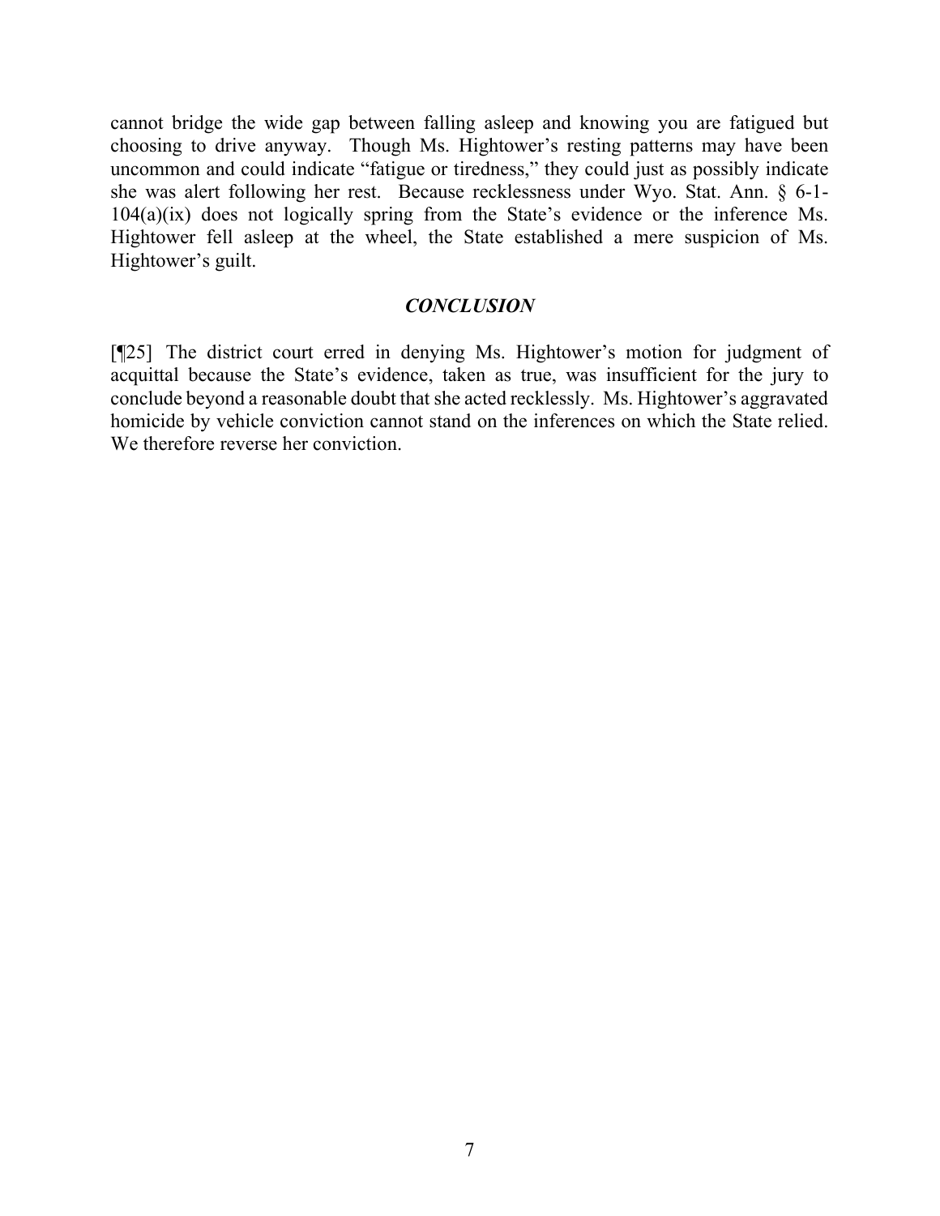cannot bridge the wide gap between falling asleep and knowing you are fatigued but choosing to drive anyway. Though Ms. Hightower's resting patterns may have been uncommon and could indicate "fatigue or tiredness," they could just as possibly indicate she was alert following her rest. Because recklessness under Wyo. Stat. Ann. § 6-1-104(a)(ix) does not logically spring from the State's evidence or the inference Ms. Hightower fell asleep at the wheel, the State established a mere suspicion of Ms. Hightower's guilt.

## *CONCLUSION*

[¶25] The district court erred in denying Ms. Hightower's motion for judgment of acquittal because the State's evidence, taken as true, was insufficient for the jury to conclude beyond a reasonable doubt that she acted recklessly. Ms. Hightower's aggravated homicide by vehicle conviction cannot stand on the inferences on which the State relied. We therefore reverse her conviction.